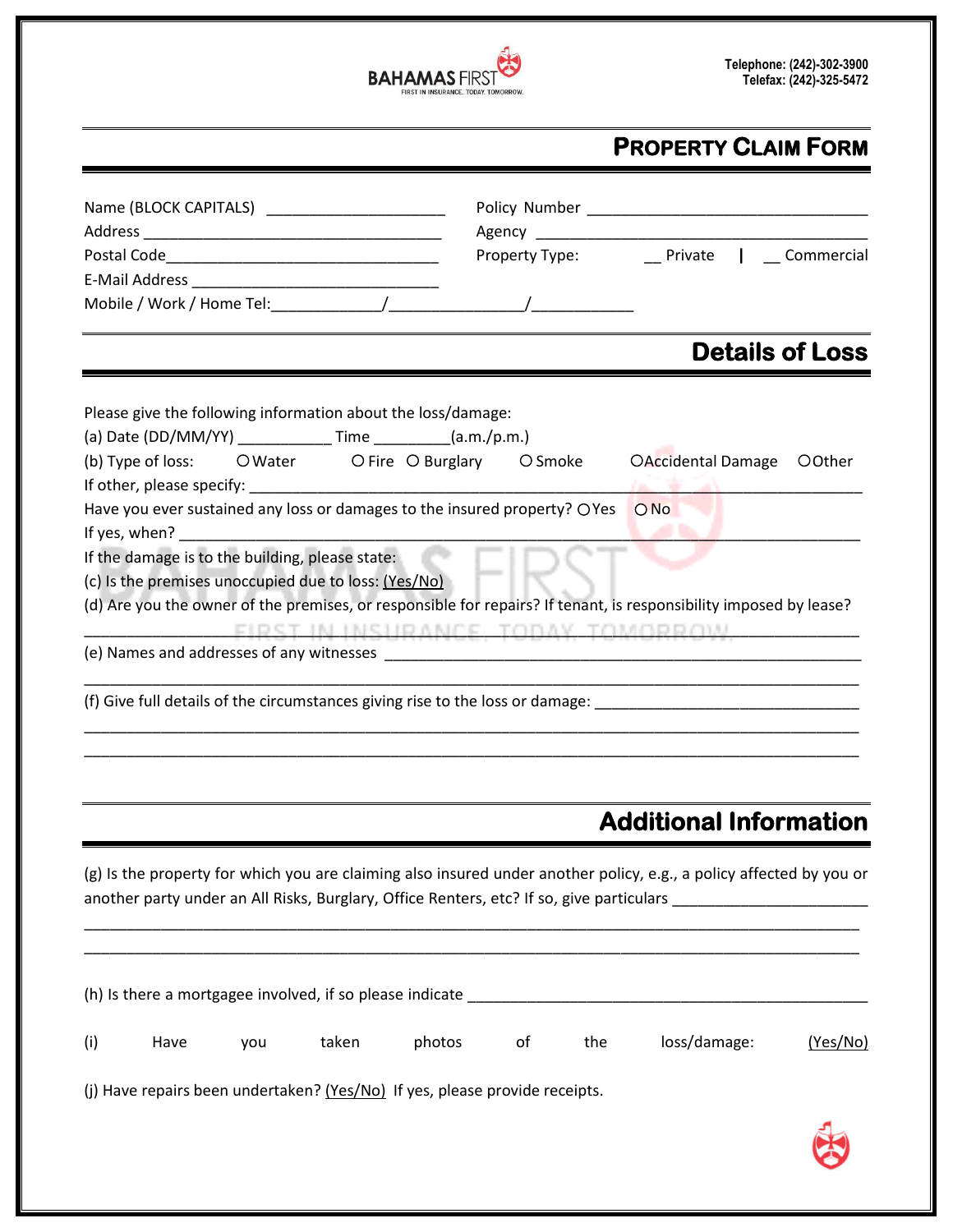BAHAMAS FIRST
FIRST IN INSURANCE. TODAY. TOMORROW.

Telephone: (242)-302-3900
Telefax: (242)-325-5472

# PROPERTY CLAIM FORM

Name (BLOCK CAPITALS) ____________________

Address ____________________

Postal Code____________________

E-Mail Address ____________________

Mobile / Work / Home Tel:____________/______________/____________

Policy Number ____________________

Agency ____________________

Property Type: __ Private | __ Commercial

## Details of Loss

Please give the following information about the loss/damage:

(a) Date (DD/MM/YY) __________ Time ________(a.m./p.m.)

(b) Type of loss: ○ Water ○ Fire ○ Burglary ○ Smoke ○ Accidental Damage ○ Other

If other, please specify: ____________________

Have you ever sustained any loss or damages to the insured property? ○ Yes ○ No

If yes, when? ____________________

If the damage is to the building, please state:

(c) Is the premises unoccupied due to loss: (Yes/No)

(d) Are you the owner of the premises, or responsible for repairs? If tenant, is responsibility imposed by lease?

____________________

(e) Names and addresses of any witnesses ____________________

____________________

(f) Give full details of the circumstances giving rise to the loss or damage: ____________________

____________________

____________________

## Additional Information

(g) Is the property for which you are claiming also insured under another policy, e.g., a policy affected by you or another party under an All Risks, Burglary, Office Renters, etc? If so, give particulars ____________________

____________________

____________________

(h) Is there a mortgagee involved, if so please indicate ____________________

(i) Have you taken photos of the loss/damage: (Yes/No)

(j) Have repairs been undertaken? (Yes/No) If yes, please provide receipts.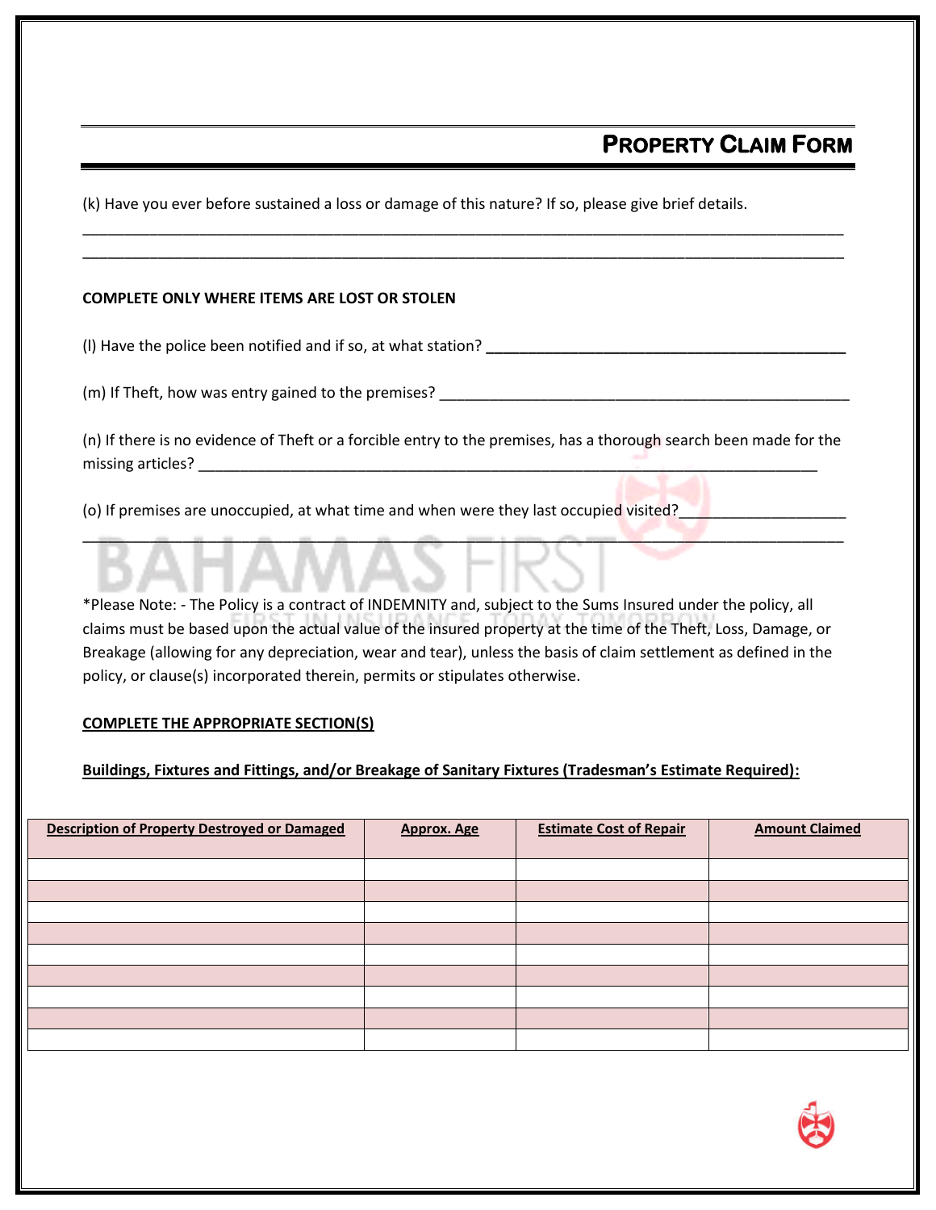## PROPERTY CLAIM FORM

(k) Have you ever before sustained a loss or damage of this nature? If so, please give brief details.

_____________________________________________________________________________________________

_____________________________________________________________________________________________

**COMPLETE ONLY WHERE ITEMS ARE LOST OR STOLEN**

(l) Have the police been notified and if so, at what station? ____________________________________________

(m) If Theft, how was entry gained to the premises? ___________________________________________________

(n) If there is no evidence of Theft or a forcible entry to the premises, has a thorough search been made for the missing articles? ___________________________________________________________________________

(o) If premises are unoccupied, at what time and when were they last occupied visited?___________________

_____________________________________________________________________________________________

*Please Note: - The Policy is a contract of INDEMNITY and, subject to the Sums Insured under the policy, all claims must be based upon the actual value of the insured property at the time of the Theft, Loss, Damage, or Breakage (allowing for any depreciation, wear and tear), unless the basis of claim settlement as defined in the policy, or clause(s) incorporated therein, permits or stipulates otherwise.

**COMPLETE THE APPROPRIATE SECTION(S)**

**Buildings, Fixtures and Fittings, and/or Breakage of Sanitary Fixtures (Tradesman's Estimate Required):**

| Description of Property Destroyed or Damaged | Approx. Age | Estimate Cost of Repair | Amount Claimed |
|---|---|---|---|
| | | | |
| | | | |
| | | | |
| | | | |
| | | | |
| | | | |
| | | | |
| | | | |
| | | | |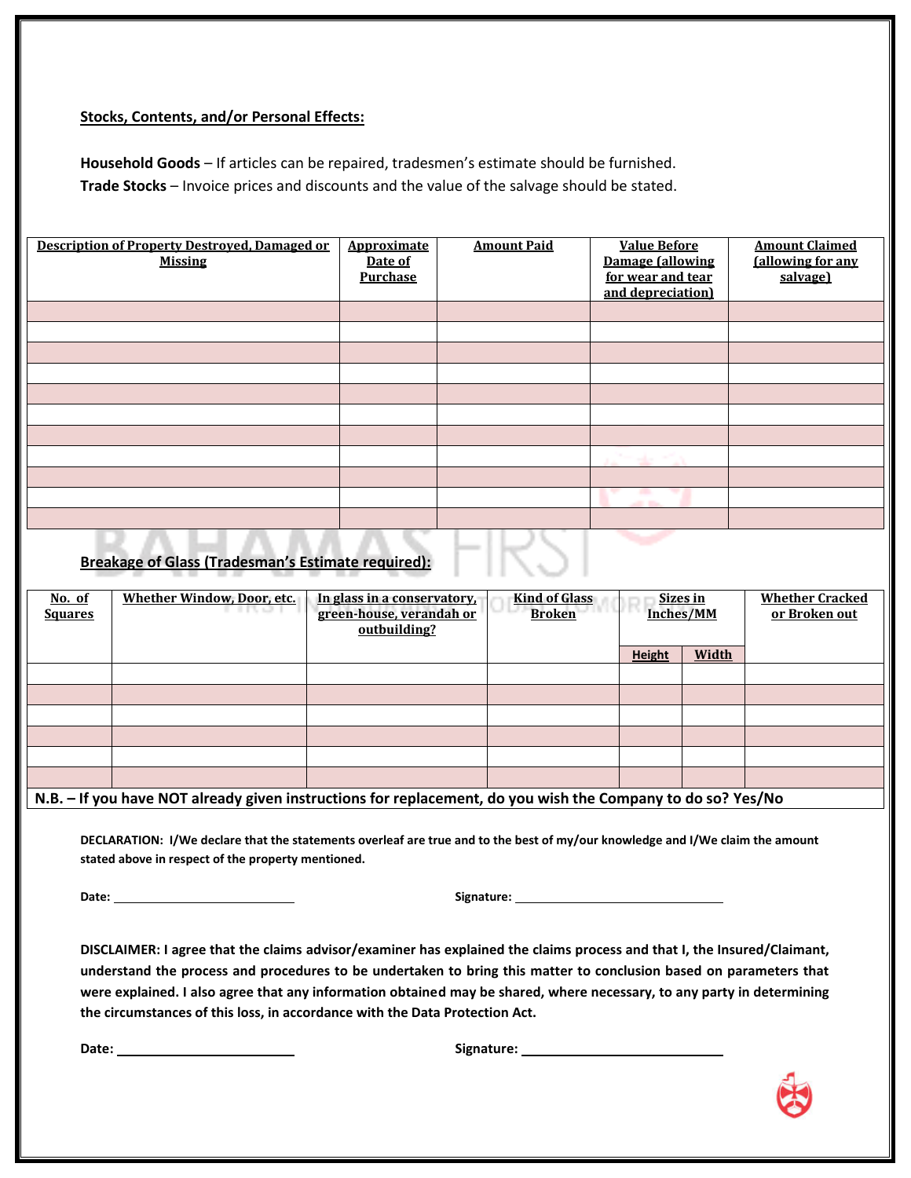**Stocks, Contents, and/or Personal Effects:**

**Household Goods** – If articles can be repaired, tradesmen's estimate should be furnished.
**Trade Stocks** – Invoice prices and discounts and the value of the salvage should be stated.

| Description of Property Destroyed, Damaged or Missing | Approximate Date of Purchase | Amount Paid | Value Before Damage (allowing for wear and tear and depreciation) | Amount Claimed (allowing for any salvage) |
|---|---|---|---|---|
| | | | | |
| | | | | |
| | | | | |
| | | | | |
| | | | | |
| | | | | |
| | | | | |
| | | | | |
| | | | | |
| | | | | |
| | | | | |

**Breakage of Glass (Tradesman's Estimate required):**

| No. of Squares | Whether Window, Door, etc. | In glass in a conservatory, green-house, verandah or outbuilding? | Kind of Glass Broken | Sizes in Inches/MM | | Whether Cracked or Broken out |
|---|---|---|---|---|---|---|
| | | | | Height | Width | |
| | | | | | | |
| | | | | | | |
| | | | | | | |
| | | | | | | |
| | | | | | | |
| | | | | | | |

**N.B. – If you have NOT already given instructions for replacement, do you wish the Company to do so? Yes/No**

**DECLARATION: I/We declare that the statements overleaf are true and to the best of my/our knowledge and I/We claim the amount stated above in respect of the property mentioned.**

**Date:** ____________________ **Signature:** ____________________

**DISCLAIMER: I agree that the claims advisor/examiner has explained the claims process and that I, the Insured/Claimant, understand the process and procedures to be undertaken to bring this matter to conclusion based on parameters that were explained. I also agree that any information obtained may be shared, where necessary, to any party in determining the circumstances of this loss, in accordance with the Data Protection Act.**

**Date:** ____________________ **Signature:** ____________________